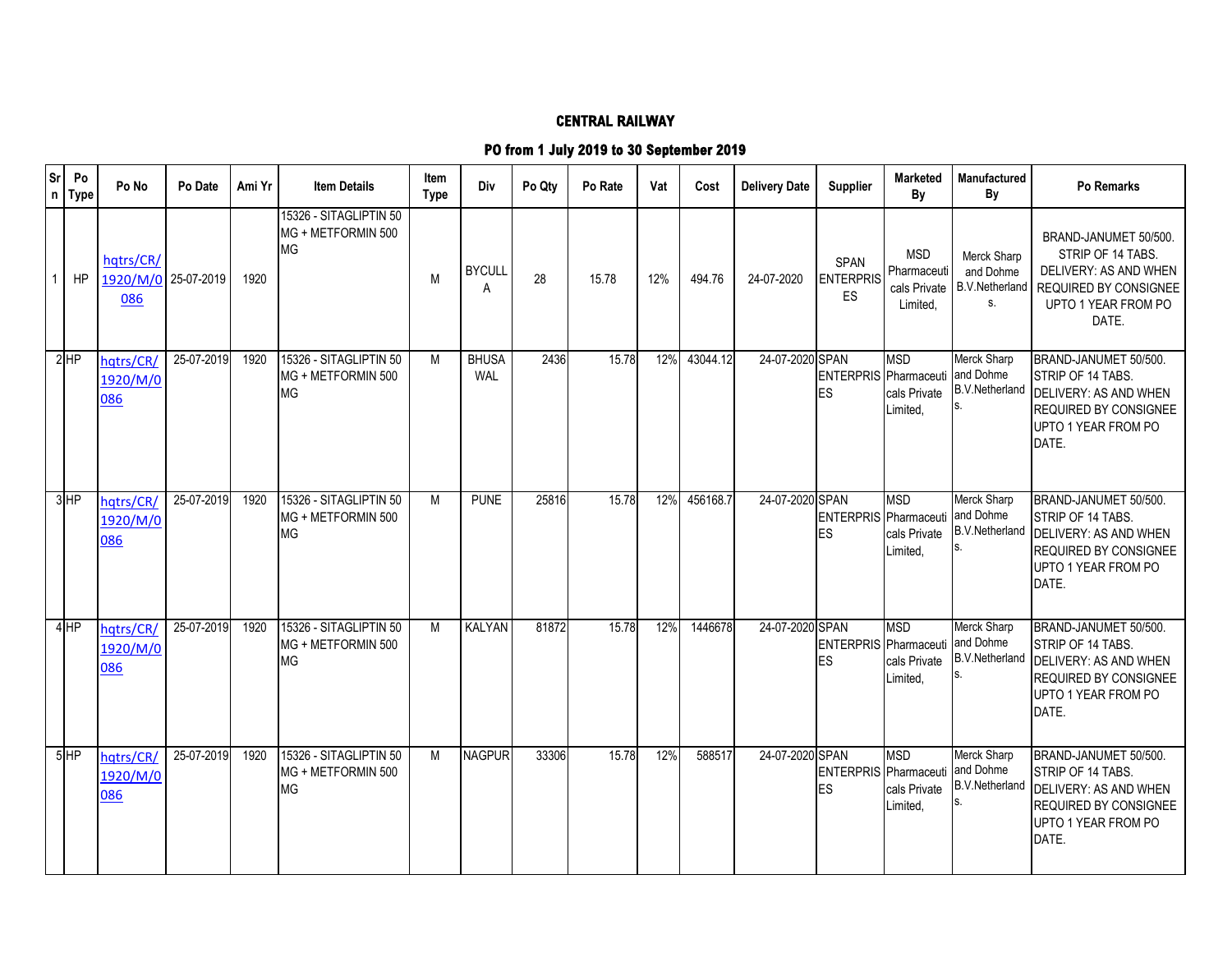# CENTRAL RAILWAY

## PO from 1 July 2019 to 30 September 2019

| Sr n | Po Type | Po No | Po Date | Ami Yr | Item Details | Item Type | Div | Po Qty | Po Rate | Vat | Cost | Delivery Date | Supplier | Marketed By | Manufactured By | Po Remarks |
|---|---|---|---|---|---|---|---|---|---|---|---|---|---|---|---|---|
| 1 | HP | hqtrs/CR/1920/M/0086 | 25-07-2019 | 1920 | 15326 - SITAGLIPTIN 50 MG + METFORMIN 500 MG | M | BYCULLA | 28 | 15.78 | 12% | 494.76 | 24-07-2020 | SPAN ENTERPRISES | MSD Pharmaceuticals Private Limited, | Merck Sharp and Dohme B.V.Netherlands. | BRAND-JANUMET 50/500. STRIP OF 14 TABS. DELIVERY: AS AND WHEN REQUIRED BY CONSIGNEE UPTO 1 YEAR FROM PO DATE. |
| 2 | HP | hqtrs/CR/1920/M/0086 | 25-07-2019 | 1920 | 15326 - SITAGLIPTIN 50 MG + METFORMIN 500 MG | M | BHUSAWAL | 2436 | 15.78 | 12% | 43044.12 | 24-07-2020 | SPAN ENTERPRISES | MSD Pharmaceuticals Private Limited, | Merck Sharp and Dohme B.V.Netherlands. | BRAND-JANUMET 50/500. STRIP OF 14 TABS. DELIVERY: AS AND WHEN REQUIRED BY CONSIGNEE UPTO 1 YEAR FROM PO DATE. |
| 3 | HP | hqtrs/CR/1920/M/0086 | 25-07-2019 | 1920 | 15326 - SITAGLIPTIN 50 MG + METFORMIN 500 MG | M | PUNE | 25816 | 15.78 | 12% | 456168.7 | 24-07-2020 | SPAN ENTERPRISES | MSD Pharmaceuticals Private Limited, | Merck Sharp and Dohme B.V.Netherlands. | BRAND-JANUMET 50/500. STRIP OF 14 TABS. DELIVERY: AS AND WHEN REQUIRED BY CONSIGNEE UPTO 1 YEAR FROM PO DATE. |
| 4 | HP | hqtrs/CR/1920/M/0086 | 25-07-2019 | 1920 | 15326 - SITAGLIPTIN 50 MG + METFORMIN 500 MG | M | KALYAN | 81872 | 15.78 | 12% | 1446678 | 24-07-2020 | SPAN ENTERPRISES | MSD Pharmaceuticals Private Limited, | Merck Sharp and Dohme B.V.Netherlands. | BRAND-JANUMET 50/500. STRIP OF 14 TABS. DELIVERY: AS AND WHEN REQUIRED BY CONSIGNEE UPTO 1 YEAR FROM PO DATE. |
| 5 | HP | hqtrs/CR/1920/M/0086 | 25-07-2019 | 1920 | 15326 - SITAGLIPTIN 50 MG + METFORMIN 500 MG | M | NAGPUR | 33306 | 15.78 | 12% | 588517 | 24-07-2020 | SPAN ENTERPRISES | MSD Pharmaceuticals Private Limited, | Merck Sharp and Dohme B.V.Netherlands. | BRAND-JANUMET 50/500. STRIP OF 14 TABS. DELIVERY: AS AND WHEN REQUIRED BY CONSIGNEE UPTO 1 YEAR FROM PO DATE. |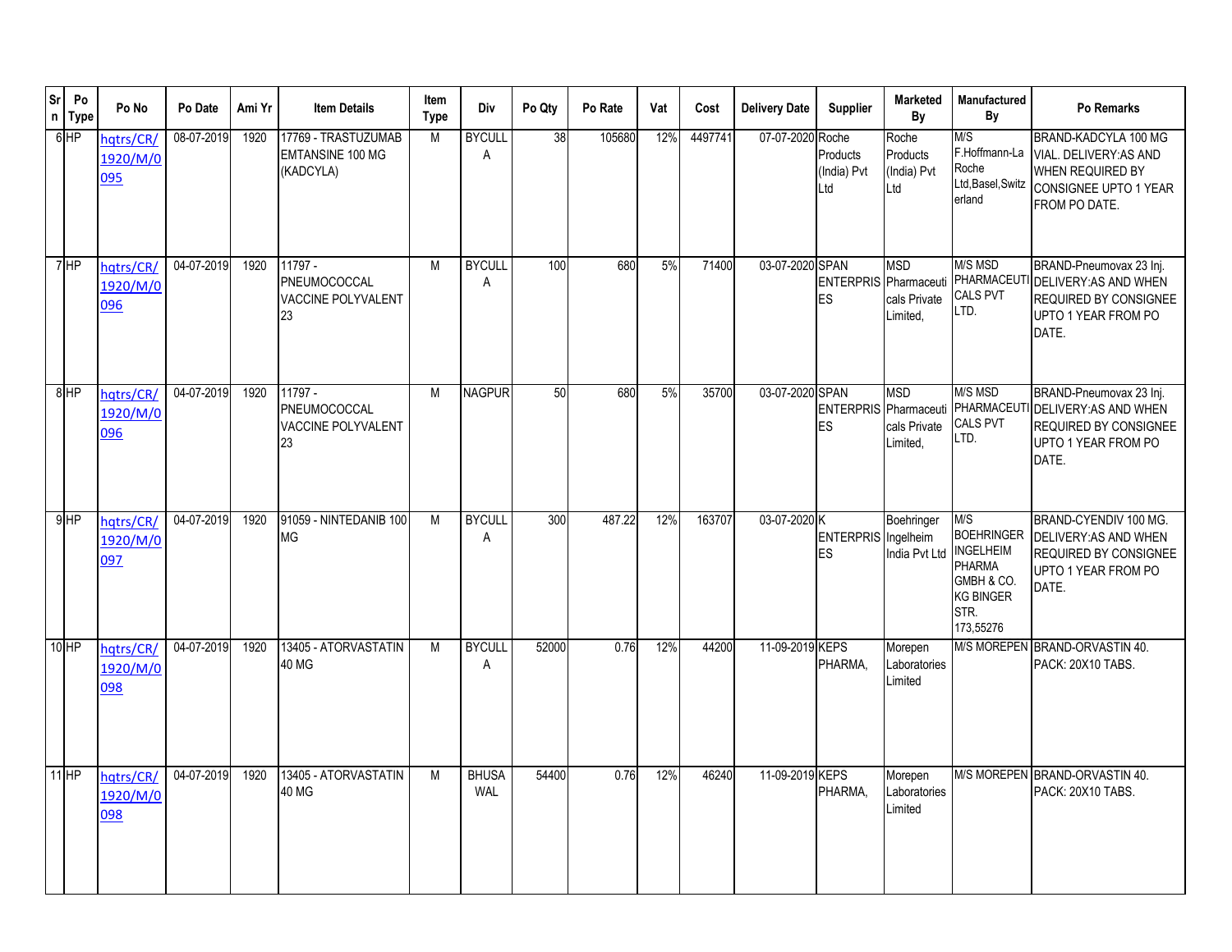| Srn | Po Type | Po No | Po Date | Ami Yr | Item Details | Item Type | Div | Po Qty | Po Rate | Vat | Cost | Delivery Date | Supplier | Marketed By | Manufactured By | Po Remarks |
|---|---|---|---|---|---|---|---|---|---|---|---|---|---|---|---|---|
| 6 | HP | hqtrs/CR/1920/M/0095 | 08-07-2019 | 1920 | 17769 - TRASTUZUMAB EMTANSINE 100 MG (KADCYLA) | M | BYCULLA | 38 | 105680 | 12% | 4497741 | 07-07-2020 | Roche Products (India) Pvt Ltd | Roche Products (India) Pvt Ltd | M/S F.Hoffmann-La Roche Ltd,Basel,Switzerland | BRAND-KADCYLA 100 MG VIAL. DELIVERY:AS AND WHEN REQUIRED BY CONSIGNEE UPTO 1 YEAR FROM PO DATE. |
| 7 | HP | hqtrs/CR/1920/M/0096 | 04-07-2019 | 1920 | 11797 - PNEUMOCOCCAL VACCINE POLYVALENT 23 | M | BYCULLA | 100 | 680 | 5% | 71400 | 03-07-2020 | SPAN ENTERPRISES | MSD Pharmaceuticals Private Limited, | M/S MSD PHARMACEUTICALS PVT LTD. | BRAND-Pneumovax 23 Inj. DELIVERY:AS AND WHEN REQUIRED BY CONSIGNEE UPTO 1 YEAR FROM PO DATE. |
| 8 | HP | hqtrs/CR/1920/M/0096 | 04-07-2019 | 1920 | 11797 - PNEUMOCOCCAL VACCINE POLYVALENT 23 | M | NAGPUR | 50 | 680 | 5% | 35700 | 03-07-2020 | SPAN ENTERPRISES | MSD Pharmaceuticals Private Limited, | M/S MSD PHARMACEUTICALS PVT LTD. | BRAND-Pneumovax 23 Inj. DELIVERY:AS AND WHEN REQUIRED BY CONSIGNEE UPTO 1 YEAR FROM PO DATE. |
| 9 | HP | hqtrs/CR/1920/M/0097 | 04-07-2019 | 1920 | 91059 - NINTEDANIB 100 MG | M | BYCULLA | 300 | 487.22 | 12% | 163707 | 03-07-2020 | K ENTERPRISES | Boehringer Ingelheim India Pvt Ltd | M/S BOEHRINGER INGELHEIM PHARMA GMBH & CO. KG BINGER STR. 173,55276 | BRAND-CYENDIV 100 MG. DELIVERY:AS AND WHEN REQUIRED BY CONSIGNEE UPTO 1 YEAR FROM PO DATE. |
| 10 | HP | hqtrs/CR/1920/M/0098 | 04-07-2019 | 1920 | 13405 - ATORVASTATIN 40 MG | M | BYCULLA | 52000 | 0.76 | 12% | 44200 | 11-09-2019 | KEPS PHARMA, | Morepen Laboratories Limited | M/S MOREPEN | BRAND-ORVASTIN 40. PACK: 20X10 TABS. |
| 11 | HP | hqtrs/CR/1920/M/0098 | 04-07-2019 | 1920 | 13405 - ATORVASTATIN 40 MG | M | BHUSAWAL | 54400 | 0.76 | 12% | 46240 | 11-09-2019 | KEPS PHARMA, | Morepen Laboratories Limited | M/S MOREPEN | BRAND-ORVASTIN 40. PACK: 20X10 TABS. |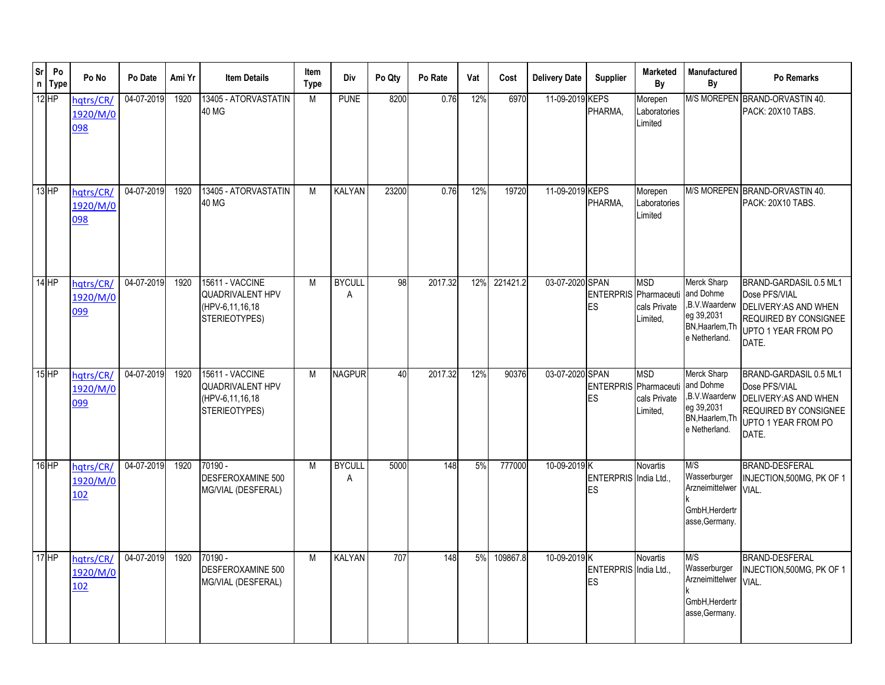| Srn | Po Type | Po No | Po Date | Ami Yr | Item Details | Item Type | Div | Po Qty | Po Rate | Vat | Cost | Delivery Date | Supplier | Marketed By | Manufactured By | Po Remarks |
|---|---|---|---|---|---|---|---|---|---|---|---|---|---|---|---|---|
| 12 | HP | hqtrs/CR/1920/M/0098 | 04-07-2019 | 1920 | 13405 - ATORVASTATIN 40 MG | M | PUNE | 8200 | 0.76 | 12% | 6970 | 11-09-2019 | KEPS PHARMA, | Morepen Laboratories Limited | M/S MOREPEN | BRAND-ORVASTIN 40. PACK: 20X10 TABS. |
| 13 | HP | hqtrs/CR/1920/M/0098 | 04-07-2019 | 1920 | 13405 - ATORVASTATIN 40 MG | M | KALYAN | 23200 | 0.76 | 12% | 19720 | 11-09-2019 | KEPS PHARMA, | Morepen Laboratories Limited | M/S MOREPEN | BRAND-ORVASTIN 40. PACK: 20X10 TABS. |
| 14 | HP | hqtrs/CR/1920/M/0099 | 04-07-2019 | 1920 | 15611 - VACCINE QUADRIVALENT HPV (HPV-6,11,16,18 STERIEOTYPES) | M | BYCULLA | 98 | 2017.32 | 12% | 221421.2 | 03-07-2020 | SPAN ENTERPRISES | MSD Pharmaceuticals Private Limited, | Merck Sharp and Dohme ,B.V.Waarderweg 39,2031 BN,Haarlem,The Netherland. | BRAND-GARDASIL 0.5 ML1 Dose PFS/VIAL DELIVERY:AS AND WHEN REQUIRED BY CONSIGNEE UPTO 1 YEAR FROM PO DATE. |
| 15 | HP | hqtrs/CR/1920/M/0099 | 04-07-2019 | 1920 | 15611 - VACCINE QUADRIVALENT HPV (HPV-6,11,16,18 STERIEOTYPES) | M | NAGPUR | 40 | 2017.32 | 12% | 90376 | 03-07-2020 | SPAN ENTERPRISES | MSD Pharmaceuticals Private Limited, | Merck Sharp and Dohme ,B.V.Waarderweg 39,2031 BN,Haarlem,The Netherland. | BRAND-GARDASIL 0.5 ML1 Dose PFS/VIAL DELIVERY:AS AND WHEN REQUIRED BY CONSIGNEE UPTO 1 YEAR FROM PO DATE. |
| 16 | HP | hqtrs/CR/1920/M/0102 | 04-07-2019 | 1920 | 70190 - DESFEROXAMINE 500 MG/VIAL (DESFERAL) | M | BYCULLA | 5000 | 148 | 5% | 777000 | 10-09-2019 | K ENTERPRISES | Novartis India Ltd., | M/S Wasserburger Arzneimittelwerk GmbH,Herdertrasse,Germany. | BRAND-DESFERAL INJECTION,500MG, PK OF 1 VIAL. |
| 17 | HP | hqtrs/CR/1920/M/0102 | 04-07-2019 | 1920 | 70190 - DESFEROXAMINE 500 MG/VIAL (DESFERAL) | M | KALYAN | 707 | 148 | 5% | 109867.8 | 10-09-2019 | K ENTERPRISES | Novartis India Ltd., | M/S Wasserburger Arzneimittelwerk GmbH,Herdertrasse,Germany. | BRAND-DESFERAL INJECTION,500MG, PK OF 1 VIAL. |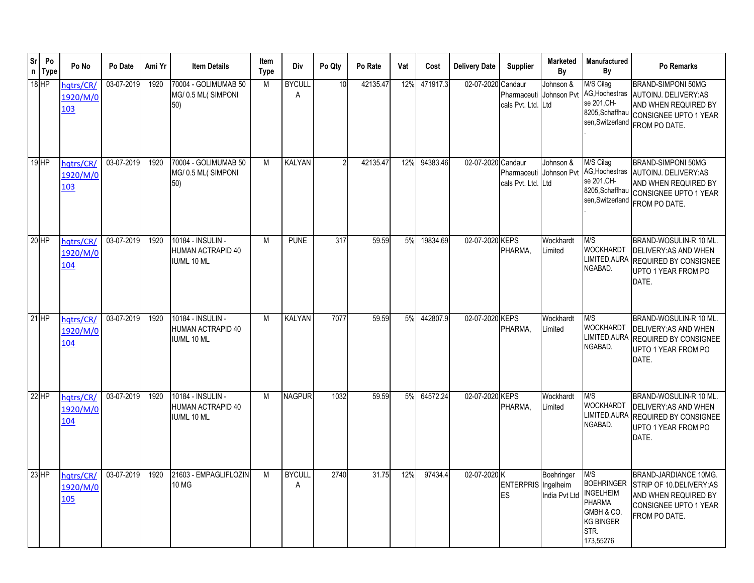| Srn | Po Type | Po No | Po Date | Ami Yr | Item Details | Item Type | Div | Po Qty | Po Rate | Vat | Cost | Delivery Date | Supplier | Marketed By | Manufactured By | Po Remarks |
|---|---|---|---|---|---|---|---|---|---|---|---|---|---|---|---|---|
| 18 | HP | hqtrs/CR/1920/M/0103 | 03-07-2019 | 1920 | 70004 - GOLIMUMAB 50 MG/ 0.5 ML( SIMPONI 50) | M | BYCULLA | 10 | 42135.47 | 12% | 471917.3 | 02-07-2020 | Candaur Pharmaceuticals Pvt. Ltd. | Johnson & Johnson Pvt Ltd | M/S Cilag AG,Hochestrasse 201,CH-8205,Schaffhausen,Switzerland . | BRAND-SIMPONI 50MG AUTOINJ. DELIVERY:AS AND WHEN REQUIRED BY CONSIGNEE UPTO 1 YEAR FROM PO DATE. |
| 19 | HP | hqtrs/CR/1920/M/0103 | 03-07-2019 | 1920 | 70004 - GOLIMUMAB 50 MG/ 0.5 ML( SIMPONI 50) | M | KALYAN | 2 | 42135.47 | 12% | 94383.46 | 02-07-2020 | Candaur Pharmaceuticals Pvt. Ltd. | Johnson & Johnson Pvt Ltd | M/S Cilag AG,Hochestrasse 201,CH-8205,Schaffhausen,Switzerland . | BRAND-SIMPONI 50MG AUTOINJ. DELIVERY:AS AND WHEN REQUIRED BY CONSIGNEE UPTO 1 YEAR FROM PO DATE. |
| 20 | HP | hqtrs/CR/1920/M/0104 | 03-07-2019 | 1920 | 10184 - INSULIN - HUMAN ACTRAPID 40 IU/ML 10 ML | M | PUNE | 317 | 59.59 | 5% | 19834.69 | 02-07-2020 | KEPS PHARMA, | Wockhardt Limited | M/S WOCKHARDT LIMITED,AURANGABAD. | BRAND-WOSULIN-R 10 ML. DELIVERY:AS AND WHEN REQUIRED BY CONSIGNEE UPTO 1 YEAR FROM PO DATE. |
| 21 | HP | hqtrs/CR/1920/M/0104 | 03-07-2019 | 1920 | 10184 - INSULIN - HUMAN ACTRAPID 40 IU/ML 10 ML | M | KALYAN | 7077 | 59.59 | 5% | 442807.9 | 02-07-2020 | KEPS PHARMA, | Wockhardt Limited | M/S WOCKHARDT LIMITED,AURANGABAD. | BRAND-WOSULIN-R 10 ML. DELIVERY:AS AND WHEN REQUIRED BY CONSIGNEE UPTO 1 YEAR FROM PO DATE. |
| 22 | HP | hqtrs/CR/1920/M/0104 | 03-07-2019 | 1920 | 10184 - INSULIN - HUMAN ACTRAPID 40 IU/ML 10 ML | M | NAGPUR | 1032 | 59.59 | 5% | 64572.24 | 02-07-2020 | KEPS PHARMA, | Wockhardt Limited | M/S WOCKHARDT LIMITED,AURANGABAD. | BRAND-WOSULIN-R 10 ML. DELIVERY:AS AND WHEN REQUIRED BY CONSIGNEE UPTO 1 YEAR FROM PO DATE. |
| 23 | HP | hqtrs/CR/1920/M/0105 | 03-07-2019 | 1920 | 21603 - EMPAGLIFLOZIN 10 MG | M | BYCULLA | 2740 | 31.75 | 12% | 97434.4 | 02-07-2020 | K ENTERPRISES | Boehringer Ingelheim India Pvt Ltd | M/S BOEHRINGER INGELHEIM PHARMA GMBH & CO. KG BINGER STR. 173,55276 | BRAND-JARDIANCE 10MG. STRIP OF 10.DELIVERY:AS AND WHEN REQUIRED BY CONSIGNEE UPTO 1 YEAR FROM PO DATE. |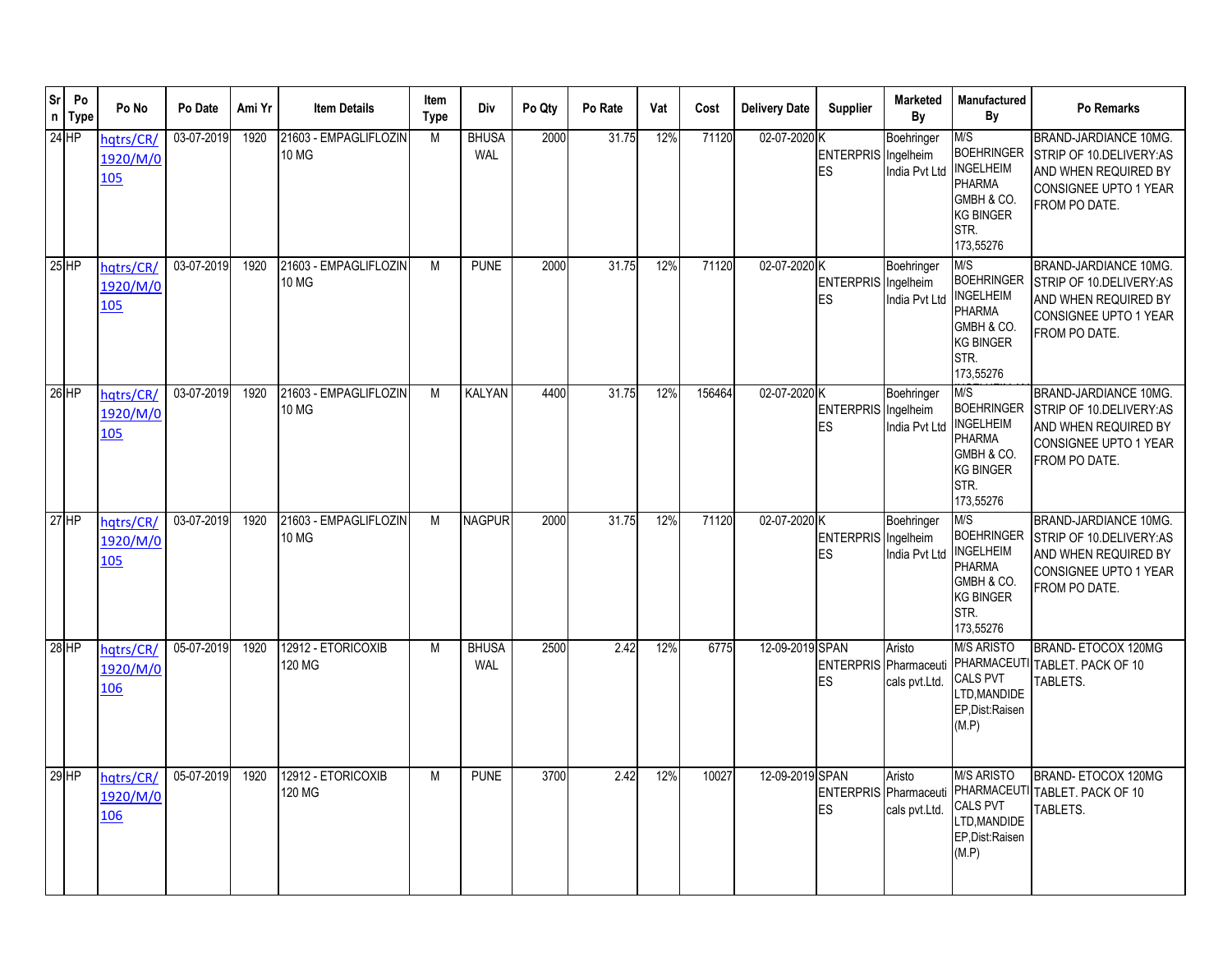| Srn | Po Type | Po No | Po Date | Ami Yr | Item Details | Item Type | Div | Po Qty | Po Rate | Vat | Cost | Delivery Date | Supplier | Marketed By | Manufactured By | Po Remarks |
|---|---|---|---|---|---|---|---|---|---|---|---|---|---|---|---|---|
| 24 | HP | hqtrs/CR/1920/M/0105 | 03-07-2019 | 1920 | 21603 - EMPAGLIFLOZIN 10 MG | M | BHUSAWAL | 2000 | 31.75 | 12% | 71120 | 02-07-2020 | K ENTERPRISES | Boehringer Ingelheim India Pvt Ltd | M/S BOEHRINGER INGELHEIM PHARMA GMBH & CO. KG BINGER STR. 173,55276 | BRAND-JARDIANCE 10MG. STRIP OF 10.DELIVERY:AS AND WHEN REQUIRED BY CONSIGNEE UPTO 1 YEAR FROM PO DATE. |
| 25 | HP | hqtrs/CR/1920/M/0105 | 03-07-2019 | 1920 | 21603 - EMPAGLIFLOZIN 10 MG | M | PUNE | 2000 | 31.75 | 12% | 71120 | 02-07-2020 | K ENTERPRISES | Boehringer Ingelheim India Pvt Ltd | M/S BOEHRINGER INGELHEIM PHARMA GMBH & CO. KG BINGER STR. 173,55276 | BRAND-JARDIANCE 10MG. STRIP OF 10.DELIVERY:AS AND WHEN REQUIRED BY CONSIGNEE UPTO 1 YEAR FROM PO DATE. |
| 26 | HP | hqtrs/CR/1920/M/0105 | 03-07-2019 | 1920 | 21603 - EMPAGLIFLOZIN 10 MG | M | KALYAN | 4400 | 31.75 | 12% | 156464 | 02-07-2020 | K ENTERPRISES | Boehringer Ingelheim India Pvt Ltd | M/S BOEHRINGER INGELHEIM PHARMA GMBH & CO. KG BINGER STR. 173,55276 | BRAND-JARDIANCE 10MG. STRIP OF 10.DELIVERY:AS AND WHEN REQUIRED BY CONSIGNEE UPTO 1 YEAR FROM PO DATE. |
| 27 | HP | hqtrs/CR/1920/M/0105 | 03-07-2019 | 1920 | 21603 - EMPAGLIFLOZIN 10 MG | M | NAGPUR | 2000 | 31.75 | 12% | 71120 | 02-07-2020 | K ENTERPRISES | Boehringer Ingelheim India Pvt Ltd | M/S BOEHRINGER INGELHEIM PHARMA GMBH & CO. KG BINGER STR. 173,55276 | BRAND-JARDIANCE 10MG. STRIP OF 10.DELIVERY:AS AND WHEN REQUIRED BY CONSIGNEE UPTO 1 YEAR FROM PO DATE. |
| 28 | HP | hqtrs/CR/1920/M/0106 | 05-07-2019 | 1920 | 12912 - ETORICOXIB 120 MG | M | BHUSAWAL | 2500 | 2.42 | 12% | 6775 | 12-09-2019 | SPAN ENTERPRISES | Aristo Pharmaceuticals pvt.Ltd. | M/S ARISTO PHARMACEUTICALS PVT LTD,MANDIDEEP,Dist:Raisen (M.P) | BRAND- ETOCOX 120MG TABLET. PACK OF 10 TABLETS. |
| 29 | HP | hqtrs/CR/1920/M/0106 | 05-07-2019 | 1920 | 12912 - ETORICOXIB 120 MG | M | PUNE | 3700 | 2.42 | 12% | 10027 | 12-09-2019 | SPAN ENTERPRISES | Aristo Pharmaceuticals pvt.Ltd. | M/S ARISTO PHARMACEUTICALS PVT LTD,MANDIDEEP,Dist:Raisen (M.P) | BRAND- ETOCOX 120MG TABLET. PACK OF 10 TABLETS. |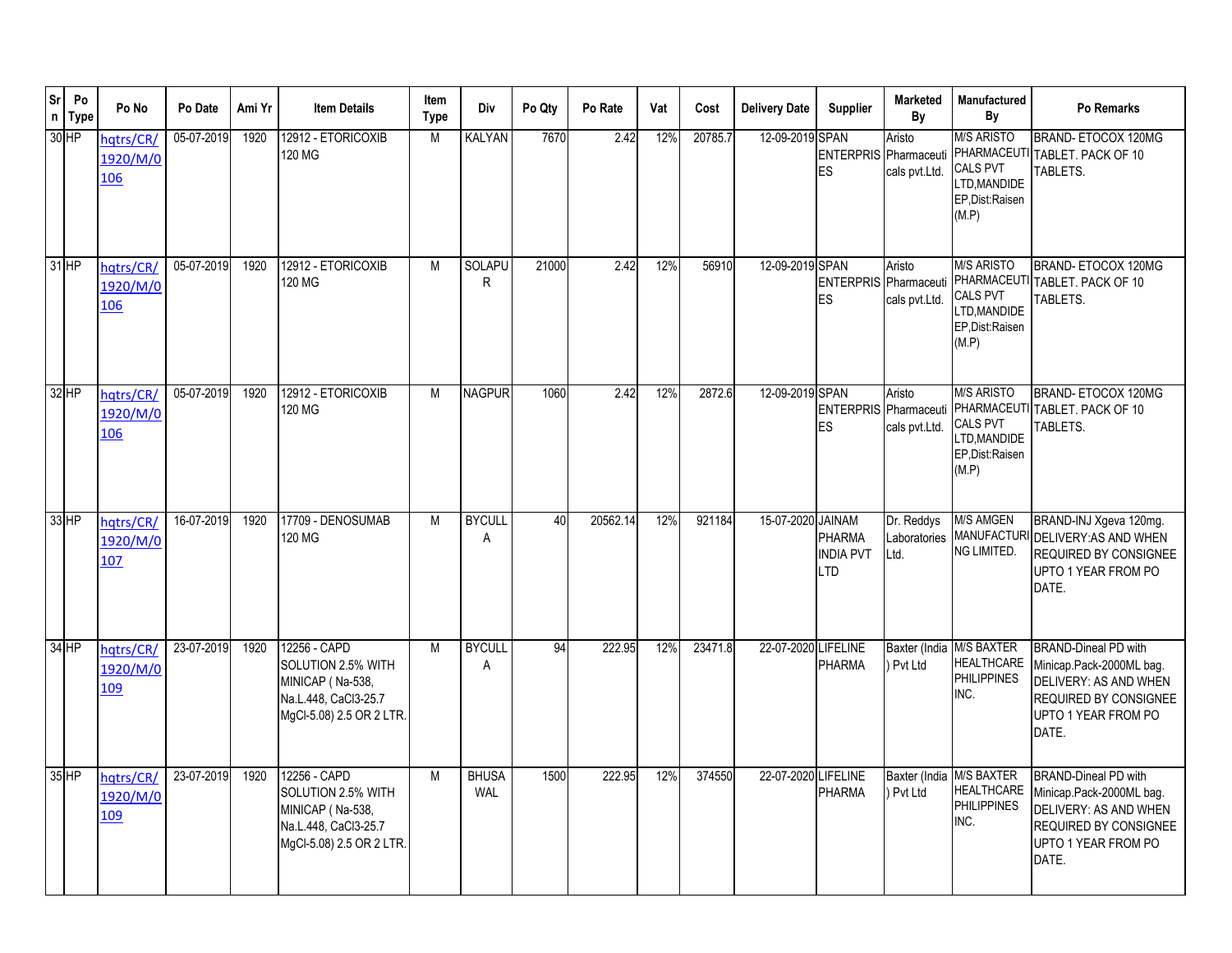| Srn | Po Type | Po No | Po Date | Ami Yr | Item Details | Item Type | Div | Po Qty | Po Rate | Vat | Cost | Delivery Date | Supplier | Marketed By | Manufactured By | Po Remarks |
|---|---|---|---|---|---|---|---|---|---|---|---|---|---|---|---|---|
| 30 | HP | hqtrs/CR/1920/M/0106 | 05-07-2019 | 1920 | 12912 - ETORICOXIB 120 MG | M | KALYAN | 7670 | 2.42 | 12% | 20785.7 | 12-09-2019 | SPAN ENTERPRISES | Aristo Pharmaceuticals pvt.Ltd. | M/S ARISTO PHARMACEUTICALS PVT LTD,MANDIDEEP,Dist:Raisen (M.P) | BRAND- ETOCOX 120MG TABLET. PACK OF 10 TABLETS. |
| 31 | HP | hqtrs/CR/1920/M/0106 | 05-07-2019 | 1920 | 12912 - ETORICOXIB 120 MG | M | SOLAPUR | 21000 | 2.42 | 12% | 56910 | 12-09-2019 | SPAN ENTERPRISES | Aristo Pharmaceuticals pvt.Ltd. | M/S ARISTO PHARMACEUTICALS PVT LTD,MANDIDEEP,Dist:Raisen (M.P) | BRAND- ETOCOX 120MG TABLET. PACK OF 10 TABLETS. |
| 32 | HP | hqtrs/CR/1920/M/0106 | 05-07-2019 | 1920 | 12912 - ETORICOXIB 120 MG | M | NAGPUR | 1060 | 2.42 | 12% | 2872.6 | 12-09-2019 | SPAN ENTERPRISES | Aristo Pharmaceuticals pvt.Ltd. | M/S ARISTO PHARMACEUTICALS PVT LTD,MANDIDEEP,Dist:Raisen (M.P) | BRAND- ETOCOX 120MG TABLET. PACK OF 10 TABLETS. |
| 33 | HP | hqtrs/CR/1920/M/0107 | 16-07-2019 | 1920 | 17709 - DENOSUMAB 120 MG | M | BYCULLA | 40 | 20562.14 | 12% | 921184 | 15-07-2020 | JAINAM PHARMA INDIA PVT LTD | Dr. Reddys Laboratories Ltd. | M/S AMGEN MANUFACTURING LIMITED. | BRAND-INJ Xgeva 120mg. DELIVERY:AS AND WHEN REQUIRED BY CONSIGNEE UPTO 1 YEAR FROM PO DATE. |
| 34 | HP | hqtrs/CR/1920/M/0109 | 23-07-2019 | 1920 | 12256 - CAPD SOLUTION 2.5% WITH MINICAP ( Na-538, Na.L.448, CaCl3-25.7 MgCl-5.08) 2.5 OR 2 LTR. | M | BYCULLA | 94 | 222.95 | 12% | 23471.8 | 22-07-2020 | LIFELINE PHARMA | Baxter (India ) Pvt Ltd | M/S BAXTER HEALTHCARE PHILIPPINES INC. | BRAND-Dineal PD with Minicap.Pack-2000ML bag. DELIVERY: AS AND WHEN REQUIRED BY CONSIGNEE UPTO 1 YEAR FROM PO DATE. |
| 35 | HP | hqtrs/CR/1920/M/0109 | 23-07-2019 | 1920 | 12256 - CAPD SOLUTION 2.5% WITH MINICAP ( Na-538, Na.L.448, CaCl3-25.7 MgCl-5.08) 2.5 OR 2 LTR. | M | BHUSAWAL | 1500 | 222.95 | 12% | 374550 | 22-07-2020 | LIFELINE PHARMA | Baxter (India ) Pvt Ltd | M/S BAXTER HEALTHCARE PHILIPPINES INC. | BRAND-Dineal PD with Minicap.Pack-2000ML bag. DELIVERY: AS AND WHEN REQUIRED BY CONSIGNEE UPTO 1 YEAR FROM PO DATE. |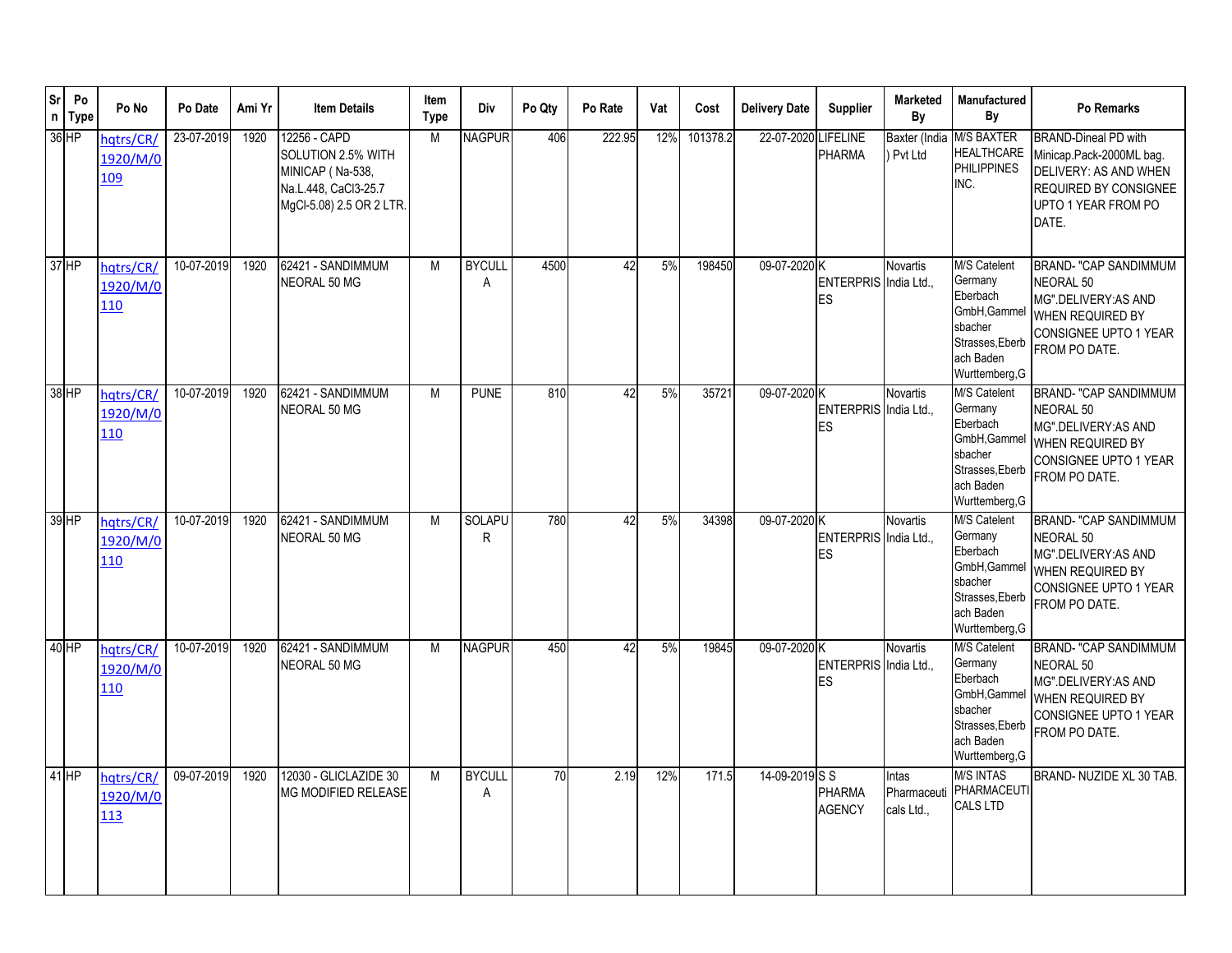| Srn | Po Type | Po No | Po Date | Ami Yr | Item Details | Item Type | Div | Po Qty | Po Rate | Vat | Cost | Delivery Date | Supplier | Marketed By | Manufactured By | Po Remarks |
|---|---|---|---|---|---|---|---|---|---|---|---|---|---|---|---|---|
| 36 | HP | hqtrs/CR/1920/M/0109 | 23-07-2019 | 1920 | 12256 - CAPD SOLUTION 2.5% WITH MINICAP ( Na-538, Na.L.448, CaCl3-25.7 MgCl-5.08) 2.5 OR 2 LTR. | M | NAGPUR | 406 | 222.95 | 12% | 101378.2 | 22-07-2020 | LIFELINE PHARMA | Baxter (India ) Pvt Ltd | M/S BAXTER HEALTHCARE PHILIPPINES INC. | BRAND-Dineal PD with Minicap.Pack-2000ML bag. DELIVERY: AS AND WHEN REQUIRED BY CONSIGNEE UPTO 1 YEAR FROM PO DATE. |
| 37 | HP | hqtrs/CR/1920/M/0110 | 10-07-2019 | 1920 | 62421 - SANDIMMUM NEORAL 50 MG | M | BYCULLA | 4500 | 42 | 5% | 198450 | 09-07-2020 | K ENTERPRISES | Novartis India Ltd., | M/S Catelent Germany Eberbach GmbH,Gammelsbacher Strasses,Eberbach Baden Wurttemberg,G | BRAND- "CAP SANDIMMUM NEORAL 50 MG".DELIVERY:AS AND WHEN REQUIRED BY CONSIGNEE UPTO 1 YEAR FROM PO DATE. |
| 38 | HP | hqtrs/CR/1920/M/0110 | 10-07-2019 | 1920 | 62421 - SANDIMMUM NEORAL 50 MG | M | PUNE | 810 | 42 | 5% | 35721 | 09-07-2020 | K ENTERPRISES | Novartis India Ltd., | M/S Catelent Germany Eberbach GmbH,Gammelsbacher Strasses,Eberbach Baden Wurttemberg,G | BRAND- "CAP SANDIMMUM NEORAL 50 MG".DELIVERY:AS AND WHEN REQUIRED BY CONSIGNEE UPTO 1 YEAR FROM PO DATE. |
| 39 | HP | hqtrs/CR/1920/M/0110 | 10-07-2019 | 1920 | 62421 - SANDIMMUM NEORAL 50 MG | M | SOLAPUR | 780 | 42 | 5% | 34398 | 09-07-2020 | K ENTERPRISES | Novartis India Ltd., | M/S Catelent Germany Eberbach GmbH,Gammelsbacher Strasses,Eberbach Baden Wurttemberg,G | BRAND- "CAP SANDIMMUM NEORAL 50 MG".DELIVERY:AS AND WHEN REQUIRED BY CONSIGNEE UPTO 1 YEAR FROM PO DATE. |
| 40 | HP | hqtrs/CR/1920/M/0110 | 10-07-2019 | 1920 | 62421 - SANDIMMUM NEORAL 50 MG | M | NAGPUR | 450 | 42 | 5% | 19845 | 09-07-2020 | K ENTERPRISES | Novartis India Ltd., | M/S Catelent Germany Eberbach GmbH,Gammelsbacher Strasses,Eberbach Baden Wurttemberg,G | BRAND- "CAP SANDIMMUM NEORAL 50 MG".DELIVERY:AS AND WHEN REQUIRED BY CONSIGNEE UPTO 1 YEAR FROM PO DATE. |
| 41 | HP | hqtrs/CR/1920/M/0113 | 09-07-2019 | 1920 | 12030 - GLICLAZIDE 30 MG MODIFIED RELEASE | M | BYCULLA | 70 | 2.19 | 12% | 171.5 | 14-09-2019 | S S PHARMA AGENCY | Intas Pharmaceuticals Ltd., | M/S INTAS PHARMACEUTICALS LTD | BRAND- NUZIDE XL 30 TAB. |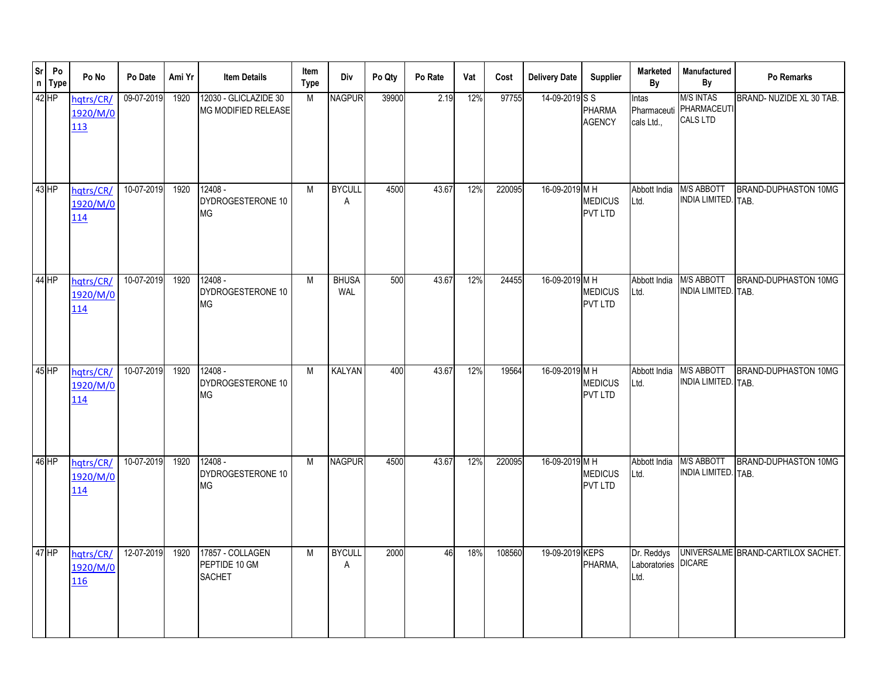| Srn | Po Type | Po No | Po Date | Ami Yr | Item Details | Item Type | Div | Po Qty | Po Rate | Vat | Cost | Delivery Date | Supplier | Marketed By | Manufactured By | Po Remarks |
|---|---|---|---|---|---|---|---|---|---|---|---|---|---|---|---|---|
| 42 | HP | hqtrs/CR/1920/M/0113 | 09-07-2019 | 1920 | 12030 - GLICLAZIDE 30 MG MODIFIED RELEASE | M | NAGPUR | 39900 | 2.19 | 12% | 97755 | 14-09-2019 | S S PHARMA AGENCY | Intas Pharmaceuticals Ltd., | M/S INTAS PHARMACEUTICALS LTD | BRAND- NUZIDE XL 30 TAB. |
| 43 | HP | hqtrs/CR/1920/M/0114 | 10-07-2019 | 1920 | 12408 - DYDROGESTERONE 10 MG | M | BYCULLA | 4500 | 43.67 | 12% | 220095 | 16-09-2019 | M H MEDICUS PVT LTD | Abbott India Ltd. | M/S ABBOTT INDIA LIMITED. | BRAND-DUPHASTON 10MG TAB. |
| 44 | HP | hqtrs/CR/1920/M/0114 | 10-07-2019 | 1920 | 12408 - DYDROGESTERONE 10 MG | M | BHUSAWAL | 500 | 43.67 | 12% | 24455 | 16-09-2019 | M H MEDICUS PVT LTD | Abbott India Ltd. | M/S ABBOTT INDIA LIMITED. | BRAND-DUPHASTON 10MG TAB. |
| 45 | HP | hqtrs/CR/1920/M/0114 | 10-07-2019 | 1920 | 12408 - DYDROGESTERONE 10 MG | M | KALYAN | 400 | 43.67 | 12% | 19564 | 16-09-2019 | M H MEDICUS PVT LTD | Abbott India Ltd. | M/S ABBOTT INDIA LIMITED. | BRAND-DUPHASTON 10MG TAB. |
| 46 | HP | hqtrs/CR/1920/M/0114 | 10-07-2019 | 1920 | 12408 - DYDROGESTERONE 10 MG | M | NAGPUR | 4500 | 43.67 | 12% | 220095 | 16-09-2019 | M H MEDICUS PVT LTD | Abbott India Ltd. | M/S ABBOTT INDIA LIMITED. | BRAND-DUPHASTON 10MG TAB. |
| 47 | HP | hqtrs/CR/1920/M/0116 | 12-07-2019 | 1920 | 17857 - COLLAGEN PEPTIDE 10 GM SACHET | M | BYCULLA | 2000 | 46 | 18% | 108560 | 19-09-2019 | KEPS PHARMA, | Dr. Reddys Laboratories Ltd. | UNIVERSALMEDICARE | BRAND-CARTILOX SACHET. |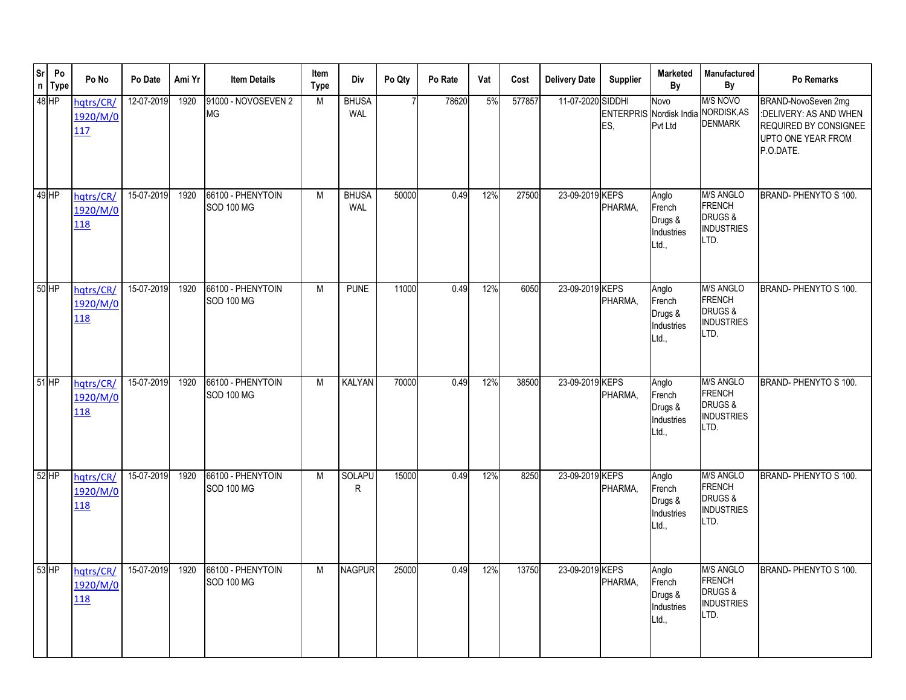| Srn | Po Type | Po No | Po Date | Ami Yr | Item Details | Item Type | Div | Po Qty | Po Rate | Vat | Cost | Delivery Date | Supplier | Marketed By | Manufactured By | Po Remarks |
|---|---|---|---|---|---|---|---|---|---|---|---|---|---|---|---|---|
| 48 | HP | hqtrs/CR/1920/M/0117 | 12-07-2019 | 1920 | 91000 - NOVOSEVEN 2 MG | M | BHUSAWAL | 7 | 78620 | 5% | 577857 | 11-07-2020 | SIDDHI ENTERPRISES, | Novo Nordisk India Pvt Ltd | M/S NOVO NORDISK,AS DENMARK | BRAND-NovoSeven 2mg :DELIVERY: AS AND WHEN REQUIRED BY CONSIGNEE UPTO ONE YEAR FROM P.O.DATE. |
| 49 | HP | hqtrs/CR/1920/M/0118 | 15-07-2019 | 1920 | 66100 - PHENYTOIN SOD 100 MG | M | BHUSAWAL | 50000 | 0.49 | 12% | 27500 | 23-09-2019 | KEPS PHARMA, | Anglo French Drugs & Industries Ltd., | M/S ANGLO FRENCH DRUGS & INDUSTRIES LTD. | BRAND- PHENYTO S 100. |
| 50 | HP | hqtrs/CR/1920/M/0118 | 15-07-2019 | 1920 | 66100 - PHENYTOIN SOD 100 MG | M | PUNE | 11000 | 0.49 | 12% | 6050 | 23-09-2019 | KEPS PHARMA, | Anglo French Drugs & Industries Ltd., | M/S ANGLO FRENCH DRUGS & INDUSTRIES LTD. | BRAND- PHENYTO S 100. |
| 51 | HP | hqtrs/CR/1920/M/0118 | 15-07-2019 | 1920 | 66100 - PHENYTOIN SOD 100 MG | M | KALYAN | 70000 | 0.49 | 12% | 38500 | 23-09-2019 | KEPS PHARMA, | Anglo French Drugs & Industries Ltd., | M/S ANGLO FRENCH DRUGS & INDUSTRIES LTD. | BRAND- PHENYTO S 100. |
| 52 | HP | hqtrs/CR/1920/M/0118 | 15-07-2019 | 1920 | 66100 - PHENYTOIN SOD 100 MG | M | SOLAPUR | 15000 | 0.49 | 12% | 8250 | 23-09-2019 | KEPS PHARMA, | Anglo French Drugs & Industries Ltd., | M/S ANGLO FRENCH DRUGS & INDUSTRIES LTD. | BRAND- PHENYTO S 100. |
| 53 | HP | hqtrs/CR/1920/M/0118 | 15-07-2019 | 1920 | 66100 - PHENYTOIN SOD 100 MG | M | NAGPUR | 25000 | 0.49 | 12% | 13750 | 23-09-2019 | KEPS PHARMA, | Anglo French Drugs & Industries Ltd., | M/S ANGLO FRENCH DRUGS & INDUSTRIES LTD. | BRAND- PHENYTO S 100. |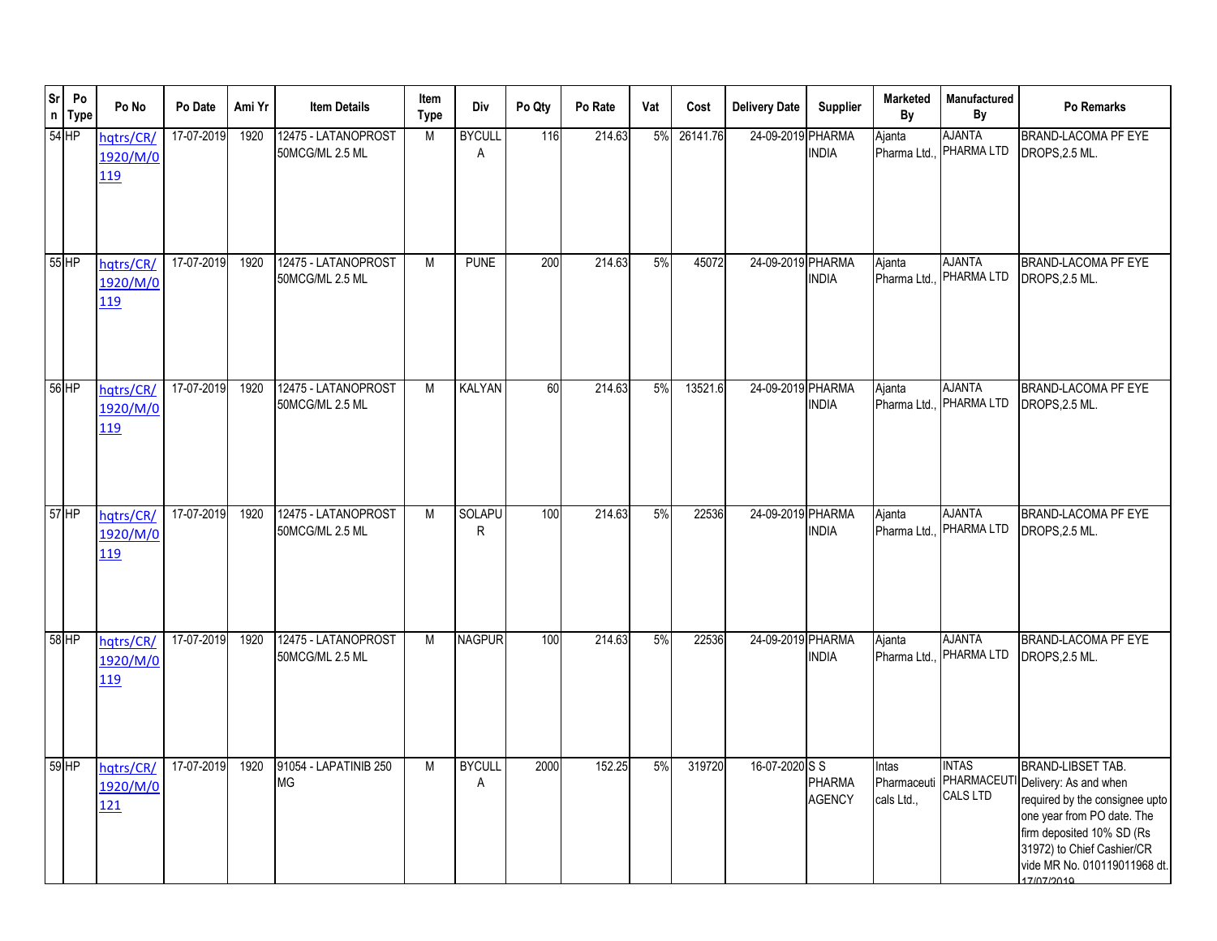| Srn | Po Type | Po No | Po Date | Ami Yr | Item Details | Item Type | Div | Po Qty | Po Rate | Vat | Cost | Delivery Date | Supplier | Marketed By | Manufactured By | Po Remarks |
|---|---|---|---|---|---|---|---|---|---|---|---|---|---|---|---|---|
| 54 | HP | hqtrs/CR/1920/M/0119 | 17-07-2019 | 1920 | 12475 - LATANOPROST 50MCG/ML 2.5 ML | M | BYCULLA | 116 | 214.63 | 5% | 26141.76 | 24-09-2019 | PHARMA INDIA | Ajanta Pharma Ltd., | AJANTA PHARMA LTD | BRAND-LACOMA PF EYE DROPS,2.5 ML. |
| 55 | HP | hqtrs/CR/1920/M/0119 | 17-07-2019 | 1920 | 12475 - LATANOPROST 50MCG/ML 2.5 ML | M | PUNE | 200 | 214.63 | 5% | 45072 | 24-09-2019 | PHARMA INDIA | Ajanta Pharma Ltd., | AJANTA PHARMA LTD | BRAND-LACOMA PF EYE DROPS,2.5 ML. |
| 56 | HP | hqtrs/CR/1920/M/0119 | 17-07-2019 | 1920 | 12475 - LATANOPROST 50MCG/ML 2.5 ML | M | KALYAN | 60 | 214.63 | 5% | 13521.6 | 24-09-2019 | PHARMA INDIA | Ajanta Pharma Ltd., | AJANTA PHARMA LTD | BRAND-LACOMA PF EYE DROPS,2.5 ML. |
| 57 | HP | hqtrs/CR/1920/M/0119 | 17-07-2019 | 1920 | 12475 - LATANOPROST 50MCG/ML 2.5 ML | M | SOLAPUR | 100 | 214.63 | 5% | 22536 | 24-09-2019 | PHARMA INDIA | Ajanta Pharma Ltd., | AJANTA PHARMA LTD | BRAND-LACOMA PF EYE DROPS,2.5 ML. |
| 58 | HP | hqtrs/CR/1920/M/0119 | 17-07-2019 | 1920 | 12475 - LATANOPROST 50MCG/ML 2.5 ML | M | NAGPUR | 100 | 214.63 | 5% | 22536 | 24-09-2019 | PHARMA INDIA | Ajanta Pharma Ltd., | AJANTA PHARMA LTD | BRAND-LACOMA PF EYE DROPS,2.5 ML. |
| 59 | HP | hqtrs/CR/1920/M/0121 | 17-07-2019 | 1920 | 91054 - LAPATINIB 250 MG | M | BYCULLA | 2000 | 152.25 | 5% | 319720 | 16-07-2020 | S S PHARMA AGENCY | Intas Pharmaceuticals Ltd., | INTAS PHARMACEUTICALS LTD | BRAND-LIBSET TAB. Delivery: As and when required by the consignee upto one year from PO date. The firm deposited 10% SD (Rs 31972) to Chief Cashier/CR vide MR No. 010119011968 dt. 17/07/2019 |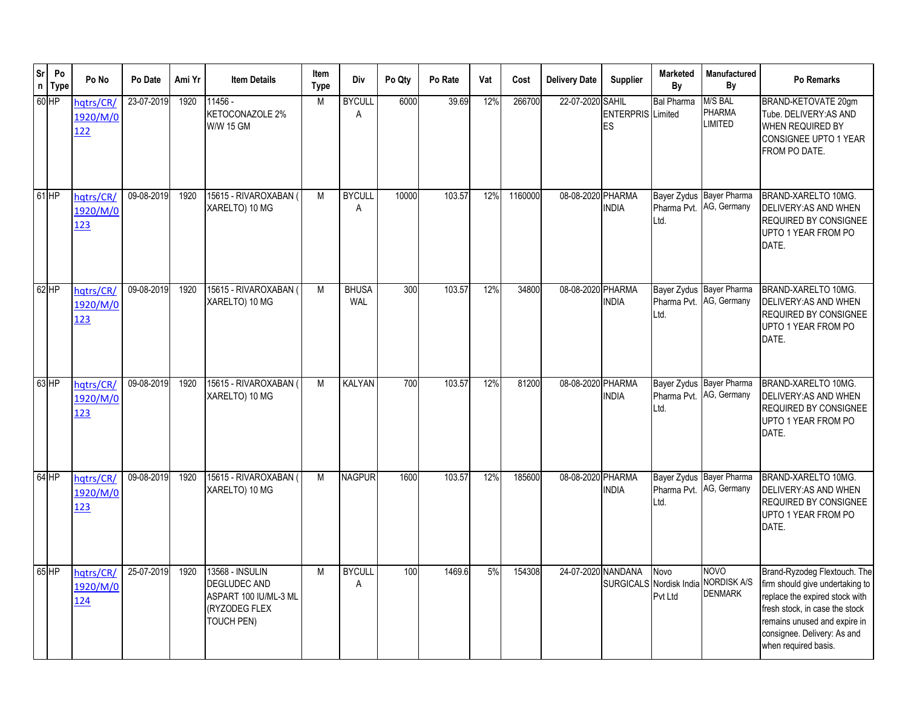| Srn | Po Type | Po No | Po Date | Ami Yr | Item Details | Item Type | Div | Po Qty | Po Rate | Vat | Cost | Delivery Date | Supplier | Marketed By | Manufactured By | Po Remarks |
|---|---|---|---|---|---|---|---|---|---|---|---|---|---|---|---|---|
| 60 | HP | hqtrs/CR/1920/M/0122 | 23-07-2019 | 1920 | 11456 - KETOCONAZOLE 2% W/W 15 GM | M | BYCULLA | 6000 | 39.69 | 12% | 266700 | 22-07-2020 | SAHIL ENTERPRISES | Bal Pharma Limited | M/S BAL PHARMA LIMITED | BRAND-KETOVATE 20gm Tube. DELIVERY:AS AND WHEN REQUIRED BY CONSIGNEE UPTO 1 YEAR FROM PO DATE. |
| 61 | HP | hqtrs/CR/1920/M/0123 | 09-08-2019 | 1920 | 15615 - RIVAROXABAN ( XARELTO) 10 MG | M | BYCULLA | 10000 | 103.57 | 12% | 1160000 | 08-08-2020 | PHARMA INDIA | Bayer Zydus Pharma Pvt. Ltd. | Bayer Pharma AG, Germany | BRAND-XARELTO 10MG. DELIVERY:AS AND WHEN REQUIRED BY CONSIGNEE UPTO 1 YEAR FROM PO DATE. |
| 62 | HP | hqtrs/CR/1920/M/0123 | 09-08-2019 | 1920 | 15615 - RIVAROXABAN ( XARELTO) 10 MG | M | BHUSAWAL | 300 | 103.57 | 12% | 34800 | 08-08-2020 | PHARMA INDIA | Bayer Zydus Pharma Pvt. Ltd. | Bayer Pharma AG, Germany | BRAND-XARELTO 10MG. DELIVERY:AS AND WHEN REQUIRED BY CONSIGNEE UPTO 1 YEAR FROM PO DATE. |
| 63 | HP | hqtrs/CR/1920/M/0123 | 09-08-2019 | 1920 | 15615 - RIVAROXABAN ( XARELTO) 10 MG | M | KALYAN | 700 | 103.57 | 12% | 81200 | 08-08-2020 | PHARMA INDIA | Bayer Zydus Pharma Pvt. Ltd. | Bayer Pharma AG, Germany | BRAND-XARELTO 10MG. DELIVERY:AS AND WHEN REQUIRED BY CONSIGNEE UPTO 1 YEAR FROM PO DATE. |
| 64 | HP | hqtrs/CR/1920/M/0123 | 09-08-2019 | 1920 | 15615 - RIVAROXABAN ( XARELTO) 10 MG | M | NAGPUR | 1600 | 103.57 | 12% | 185600 | 08-08-2020 | PHARMA INDIA | Bayer Zydus Pharma Pvt. Ltd. | Bayer Pharma AG, Germany | BRAND-XARELTO 10MG. DELIVERY:AS AND WHEN REQUIRED BY CONSIGNEE UPTO 1 YEAR FROM PO DATE. |
| 65 | HP | hqtrs/CR/1920/M/0124 | 25-07-2019 | 1920 | 13568 - INSULIN DEGLUDEC AND ASPART 100 IU/ML-3 ML (RYZODEG FLEX TOUCH PEN) | M | BYCULLA | 100 | 1469.6 | 5% | 154308 | 24-07-2020 | NANDANA SURGICALS | Novo Nordisk India Pvt Ltd | NOVO NORDISK A/S DENMARK | Brand-Ryzodeg Flextouch. The firm should give undertaking to replace the expired stock with fresh stock, in case the stock remains unused and expire in consignee. Delivery: As and when required basis. |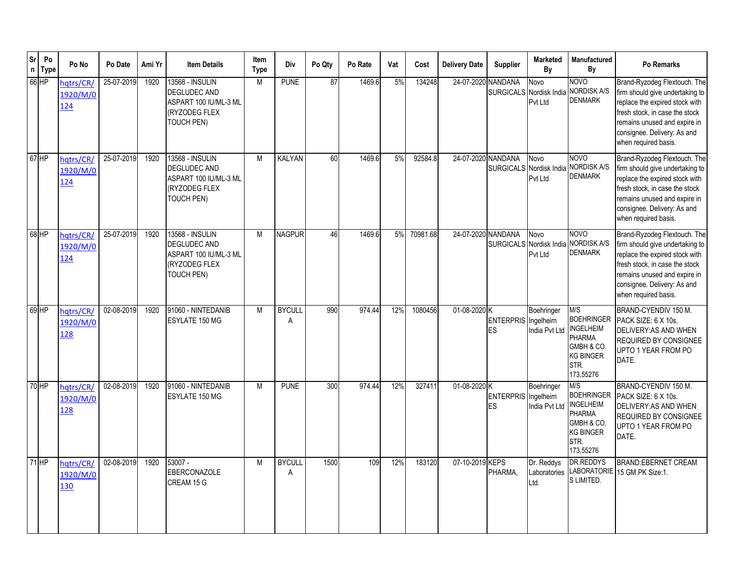| Srn | Po Type | Po No | Po Date | Ami Yr | Item Details | Item Type | Div | Po Qty | Po Rate | Vat | Cost | Delivery Date | Supplier | Marketed By | Manufactured By | Po Remarks |
|---|---|---|---|---|---|---|---|---|---|---|---|---|---|---|---|---|
| 66 | HP | hqtrs/CR/1920/M/0124 | 25-07-2019 | 1920 | 13568 - INSULIN DEGLUDEC AND ASPART 100 IU/ML-3 ML (RYZODEG FLEX TOUCH PEN) | M | PUNE | 87 | 1469.6 | 5% | 134248 | 24-07-2020 | NANDANA SURGICALS | Novo Nordisk India Pvt Ltd | NOVO NORDISK A/S DENMARK | Brand-Ryzodeg Flextouch. The firm should give undertaking to replace the expired stock with fresh stock, in case the stock remains unused and expire in consignee. Delivery: As and when required basis. |
| 67 | HP | hqtrs/CR/1920/M/0124 | 25-07-2019 | 1920 | 13568 - INSULIN DEGLUDEC AND ASPART 100 IU/ML-3 ML (RYZODEG FLEX TOUCH PEN) | M | KALYAN | 60 | 1469.6 | 5% | 92584.8 | 24-07-2020 | NANDANA SURGICALS | Novo Nordisk India Pvt Ltd | NOVO NORDISK A/S DENMARK | Brand-Ryzodeg Flextouch. The firm should give undertaking to replace the expired stock with fresh stock, in case the stock remains unused and expire in consignee. Delivery: As and when required basis. |
| 68 | HP | hqtrs/CR/1920/M/0124 | 25-07-2019 | 1920 | 13568 - INSULIN DEGLUDEC AND ASPART 100 IU/ML-3 ML (RYZODEG FLEX TOUCH PEN) | M | NAGPUR | 46 | 1469.6 | 5% | 70981.68 | 24-07-2020 | NANDANA SURGICALS | Novo Nordisk India Pvt Ltd | NOVO NORDISK A/S DENMARK | Brand-Ryzodeg Flextouch. The firm should give undertaking to replace the expired stock with fresh stock, in case the stock remains unused and expire in consignee. Delivery: As and when required basis. |
| 69 | HP | hqtrs/CR/1920/M/0128 | 02-08-2019 | 1920 | 91060 - NINTEDANIB ESYLATE 150 MG | M | BYCULLA | 990 | 974.44 | 12% | 1080456 | 01-08-2020 | K ENTERPRISES | Boehringer Ingelheim India Pvt Ltd | M/S BOEHRINGER INGELHEIM PHARMA GMBH & CO. KG BINGER STR. 173,55276 | BRAND-CYENDIV 150 M. PACK SIZE: 6 X 10s. DELIVERY:AS AND WHEN REQUIRED BY CONSIGNEE UPTO 1 YEAR FROM PO DATE. |
| 70 | HP | hqtrs/CR/1920/M/0128 | 02-08-2019 | 1920 | 91060 - NINTEDANIB ESYLATE 150 MG | M | PUNE | 300 | 974.44 | 12% | 327411 | 01-08-2020 | K ENTERPRISES | Boehringer Ingelheim India Pvt Ltd | M/S BOEHRINGER INGELHEIM PHARMA GMBH & CO. KG BINGER STR. 173,55276 | BRAND-CYENDIV 150 M. PACK SIZE: 6 X 10s. DELIVERY:AS AND WHEN REQUIRED BY CONSIGNEE UPTO 1 YEAR FROM PO DATE. |
| 71 | HP | hqtrs/CR/1920/M/0130 | 02-08-2019 | 1920 | 53007 - EBERCONAZOLE CREAM 15 G | M | BYCULLA | 1500 | 109 | 12% | 183120 | 07-10-2019 | KEPS PHARMA, | Dr. Reddys Laboratories Ltd. | DR.REDDYS LABORATORIES LIMITED. | BRAND:EBERNET CREAM 15 GM.PK Size:1. |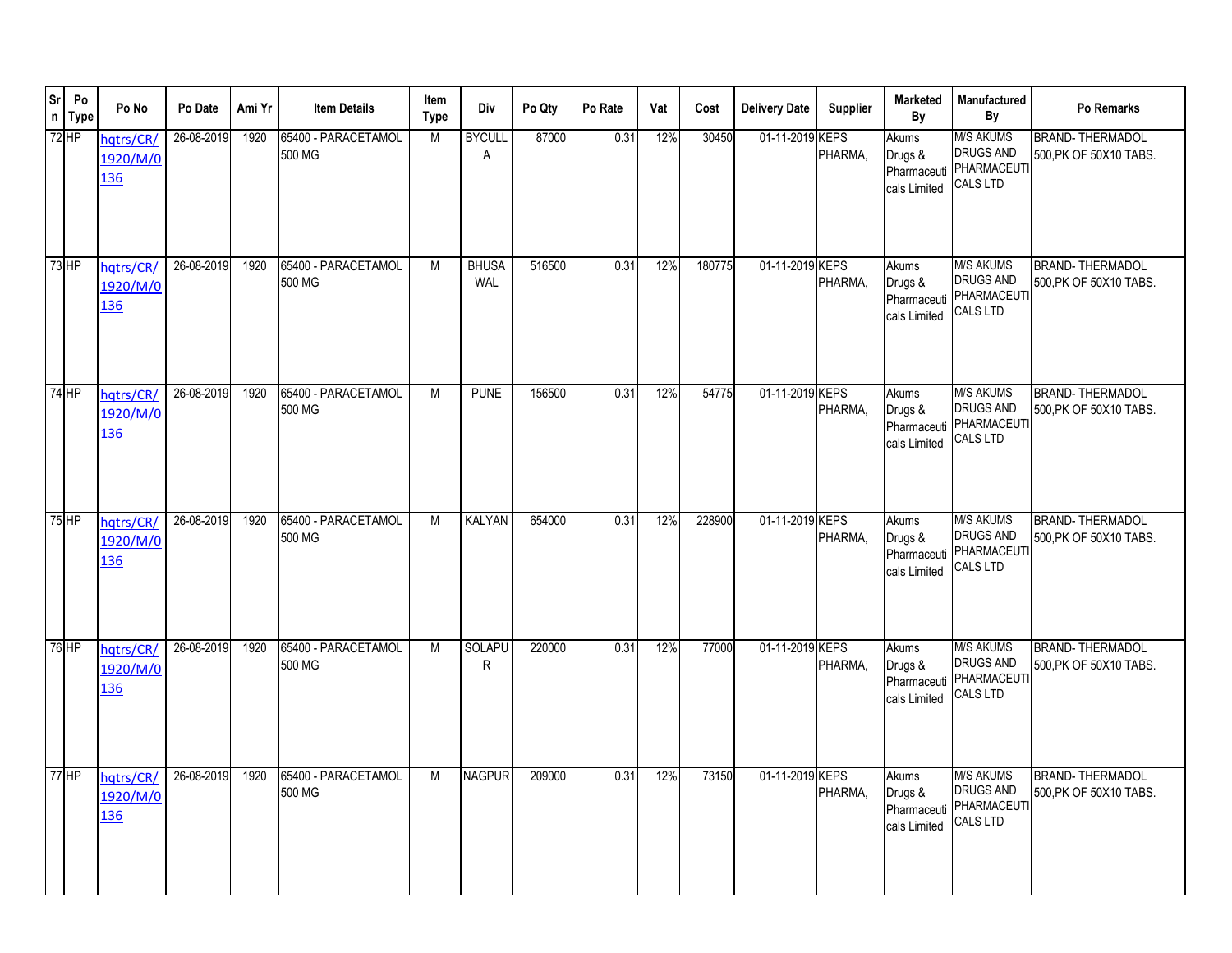| Srn | Po Type | Po No | Po Date | Ami Yr | Item Details | Item Type | Div | Po Qty | Po Rate | Vat | Cost | Delivery Date | Supplier | Marketed By | Manufactured By | Po Remarks |
|---|---|---|---|---|---|---|---|---|---|---|---|---|---|---|---|---|
| 72 | HP | hqtrs/CR/1920/M/0136 | 26-08-2019 | 1920 | 65400 - PARACETAMOL 500 MG | M | BYCULLA | 87000 | 0.31 | 12% | 30450 | 01-11-2019 | KEPS PHARMA, | Akums Drugs & Pharmaceuticals Limited | M/S AKUMS DRUGS AND PHARMACEUTICALS LTD | BRAND- THERMADOL 500,PK OF 50X10 TABS. |
| 73 | HP | hqtrs/CR/1920/M/0136 | 26-08-2019 | 1920 | 65400 - PARACETAMOL 500 MG | M | BHUSAWAL | 516500 | 0.31 | 12% | 180775 | 01-11-2019 | KEPS PHARMA, | Akums Drugs & Pharmaceuticals Limited | M/S AKUMS DRUGS AND PHARMACEUTICALS LTD | BRAND- THERMADOL 500,PK OF 50X10 TABS. |
| 74 | HP | hqtrs/CR/1920/M/0136 | 26-08-2019 | 1920 | 65400 - PARACETAMOL 500 MG | M | PUNE | 156500 | 0.31 | 12% | 54775 | 01-11-2019 | KEPS PHARMA, | Akums Drugs & Pharmaceuticals Limited | M/S AKUMS DRUGS AND PHARMACEUTICALS LTD | BRAND- THERMADOL 500,PK OF 50X10 TABS. |
| 75 | HP | hqtrs/CR/1920/M/0136 | 26-08-2019 | 1920 | 65400 - PARACETAMOL 500 MG | M | KALYAN | 654000 | 0.31 | 12% | 228900 | 01-11-2019 | KEPS PHARMA, | Akums Drugs & Pharmaceuticals Limited | M/S AKUMS DRUGS AND PHARMACEUTICALS LTD | BRAND- THERMADOL 500,PK OF 50X10 TABS. |
| 76 | HP | hqtrs/CR/1920/M/0136 | 26-08-2019 | 1920 | 65400 - PARACETAMOL 500 MG | M | SOLAPUR | 220000 | 0.31 | 12% | 77000 | 01-11-2019 | KEPS PHARMA, | Akums Drugs & Pharmaceuticals Limited | M/S AKUMS DRUGS AND PHARMACEUTICALS LTD | BRAND- THERMADOL 500,PK OF 50X10 TABS. |
| 77 | HP | hqtrs/CR/1920/M/0136 | 26-08-2019 | 1920 | 65400 - PARACETAMOL 500 MG | M | NAGPUR | 209000 | 0.31 | 12% | 73150 | 01-11-2019 | KEPS PHARMA, | Akums Drugs & Pharmaceuticals Limited | M/S AKUMS DRUGS AND PHARMACEUTICALS LTD | BRAND- THERMADOL 500,PK OF 50X10 TABS. |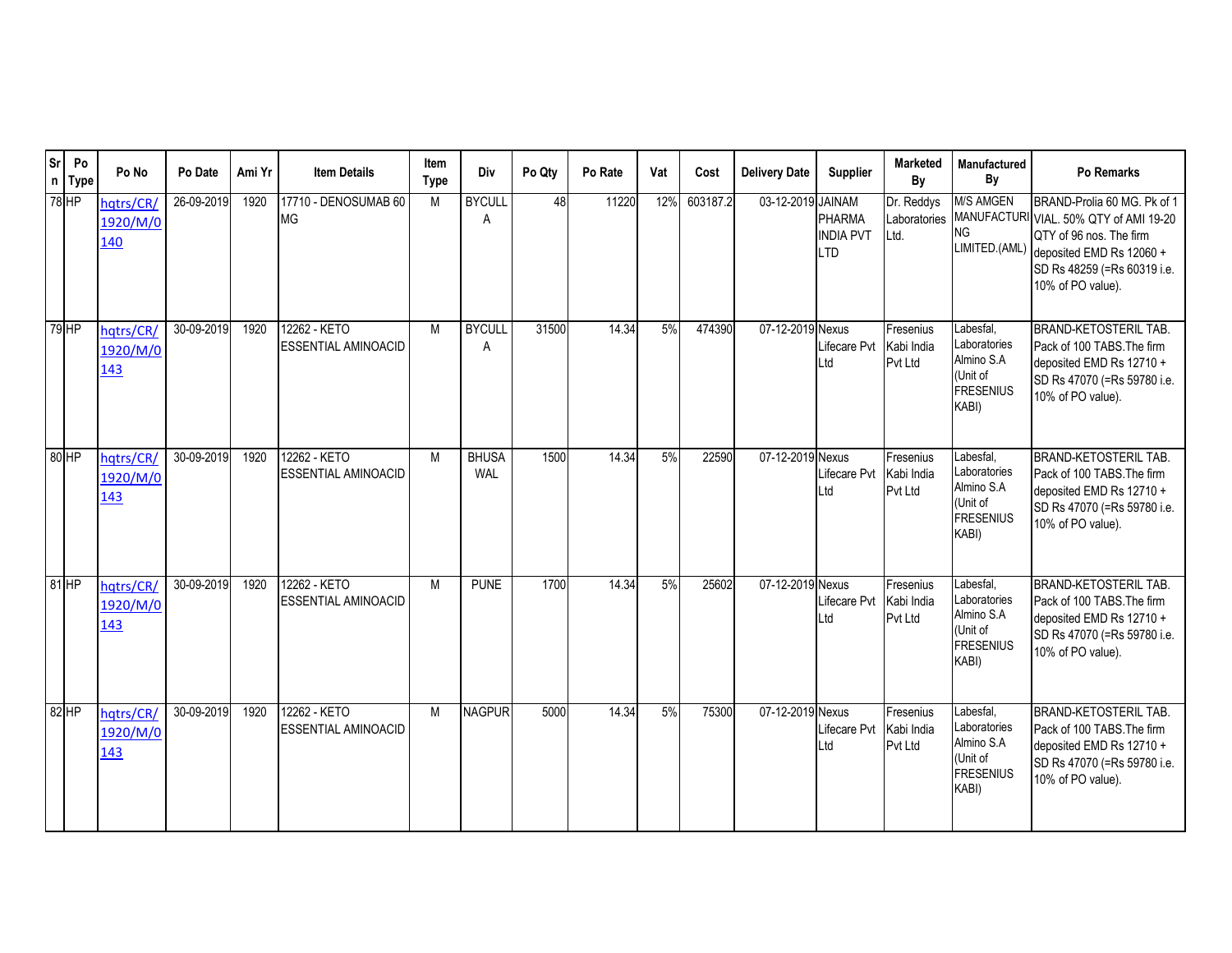| Srn | Po Type | Po No | Po Date | Ami Yr | Item Details | Item Type | Div | Po Qty | Po Rate | Vat | Cost | Delivery Date | Supplier | Marketed By | Manufactured By | Po Remarks |
|---|---|---|---|---|---|---|---|---|---|---|---|---|---|---|---|---|
| 78 | HP | hqtrs/CR/1920/M/0140 | 26-09-2019 | 1920 | 17710 - DENOSUMAB 60 MG | M | BYCULLA | 48 | 11220 | 12% | 603187.2 | 03-12-2019 | JAINAM PHARMA INDIA PVT LTD | Dr. Reddys Laboratories Ltd. | M/S AMGEN MANUFACTURING LIMITED.(AML) | BRAND-Prolia 60 MG. Pk of 1 VIAL. 50% QTY of AMI 19-20 QTY of 96 nos. The firm deposited EMD Rs 12060 + SD Rs 48259 (=Rs 60319 i.e. 10% of PO value). |
| 79 | HP | hqtrs/CR/1920/M/0143 | 30-09-2019 | 1920 | 12262 - KETO ESSENTIAL AMINOACID | M | BYCULLA | 31500 | 14.34 | 5% | 474390 | 07-12-2019 | Nexus Lifecare Pvt Ltd | Fresenius Kabi India Pvt Ltd | Labesfal, Laboratories Almino S.A (Unit of FRESENIUS KABI) | BRAND-KETOSTERIL TAB. Pack of 100 TABS.The firm deposited EMD Rs 12710 + SD Rs 47070 (=Rs 59780 i.e. 10% of PO value). |
| 80 | HP | hqtrs/CR/1920/M/0143 | 30-09-2019 | 1920 | 12262 - KETO ESSENTIAL AMINOACID | M | BHUSAWAL | 1500 | 14.34 | 5% | 22590 | 07-12-2019 | Nexus Lifecare Pvt Ltd | Fresenius Kabi India Pvt Ltd | Labesfal, Laboratories Almino S.A (Unit of FRESENIUS KABI) | BRAND-KETOSTERIL TAB. Pack of 100 TABS.The firm deposited EMD Rs 12710 + SD Rs 47070 (=Rs 59780 i.e. 10% of PO value). |
| 81 | HP | hqtrs/CR/1920/M/0143 | 30-09-2019 | 1920 | 12262 - KETO ESSENTIAL AMINOACID | M | PUNE | 1700 | 14.34 | 5% | 25602 | 07-12-2019 | Nexus Lifecare Pvt Ltd | Fresenius Kabi India Pvt Ltd | Labesfal, Laboratories Almino S.A (Unit of FRESENIUS KABI) | BRAND-KETOSTERIL TAB. Pack of 100 TABS.The firm deposited EMD Rs 12710 + SD Rs 47070 (=Rs 59780 i.e. 10% of PO value). |
| 82 | HP | hqtrs/CR/1920/M/0143 | 30-09-2019 | 1920 | 12262 - KETO ESSENTIAL AMINOACID | M | NAGPUR | 5000 | 14.34 | 5% | 75300 | 07-12-2019 | Nexus Lifecare Pvt Ltd | Fresenius Kabi India Pvt Ltd | Labesfal, Laboratories Almino S.A (Unit of FRESENIUS KABI) | BRAND-KETOSTERIL TAB. Pack of 100 TABS.The firm deposited EMD Rs 12710 + SD Rs 47070 (=Rs 59780 i.e. 10% of PO value). |